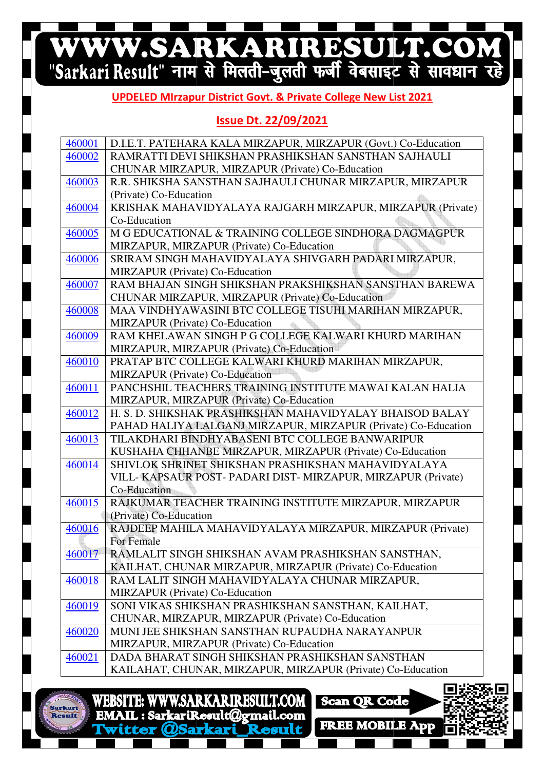## UPDELED MIrzapur District Govt. & Private College New List 2021

## Issue Dt. 22/09/2021

| | |
|---|---|
| 460001 | D.I.E.T. PATEHARA KALA MIRZAPUR, MIRZAPUR (Govt.) Co-Education |
| 460002 | RAMRATTI DEVI SHIKSHAN PRASHIKSHAN SANSTHAN SAJHAULI CHUNAR MIRZAPUR, MIRZAPUR (Private) Co-Education |
| 460003 | R.R. SHIKSHA SANSTHAN SAJHAULI CHUNAR MIRZAPUR, MIRZAPUR (Private) Co-Education |
| 460004 | KRISHAK MAHAVIDYALAYA RAJGARH MIRZAPUR, MIRZAPUR (Private) Co-Education |
| 460005 | M G EDUCATIONAL & TRAINING COLLEGE SINDHORA DAGMAGPUR MIRZAPUR, MIRZAPUR (Private) Co-Education |
| 460006 | SRIRAM SINGH MAHAVIDYALAYA SHIVGARH PADARI MIRZAPUR, MIRZAPUR (Private) Co-Education |
| 460007 | RAM BHAJAN SINGH SHIKSHAN PRAKSHIKSHAN SANSTHAN BAREWA CHUNAR MIRZAPUR, MIRZAPUR (Private) Co-Education |
| 460008 | MAA VINDHYAWASINI BTC COLLEGE TISUHI MARIHAN MIRZAPUR, MIRZAPUR (Private) Co-Education |
| 460009 | RAM KHELAWAN SINGH P G COLLEGE KALWARI KHURD MARIHAN MIRZAPUR, MIRZAPUR (Private) Co-Education |
| 460010 | PRATAP BTC COLLEGE KALWARI KHURD MARIHAN MIRZAPUR, MIRZAPUR (Private) Co-Education |
| 460011 | PANCHSHIL TEACHERS TRAINING INSTITUTE MAWAI KALAN HALIA MIRZAPUR, MIRZAPUR (Private) Co-Education |
| 460012 | H. S. D. SHIKSHAK PRASHIKSHAN MAHAVIDYALAY BHAISOD BALAY PAHAD HALIYA LALGANJ MIRZAPUR, MIRZAPUR (Private) Co-Education |
| 460013 | TILAKDHARI BINDHYABASENI BTC COLLEGE BANWARIPUR KUSHAHA CHHANBE MIRZAPUR, MIRZAPUR (Private) Co-Education |
| 460014 | SHIVLOK SHRINET SHIKSHAN PRASHIKSHAN MAHAVIDYALAYA VILL- KAPSAUR POST- PADARI DIST- MIRZAPUR, MIRZAPUR (Private) Co-Education |
| 460015 | RAJKUMAR TEACHER TRAINING INSTITUTE MIRZAPUR, MIRZAPUR (Private) Co-Education |
| 460016 | RAJDEEP MAHILA MAHAVIDYALAYA MIRZAPUR, MIRZAPUR (Private) For Female |
| 460017 | RAMLALIT SINGH SHIKSHAN AVAM PRASHIKSHAN SANSTHAN, KAILHAT, CHUNAR MIRZAPUR, MIRZAPUR (Private) Co-Education |
| 460018 | RAM LALIT SINGH MAHAVIDYALAYA CHUNAR MIRZAPUR, MIRZAPUR (Private) Co-Education |
| 460019 | SONI VIKAS SHIKSHAN PRASHIKSHAN SANSTHAN, KAILHAT, CHUNAR, MIRZAPUR, MIRZAPUR (Private) Co-Education |
| 460020 | MUNI JEE SHIKSHAN SANSTHAN RUPAUDHA NARAYANPUR MIRZAPUR, MIRZAPUR (Private) Co-Education |
| 460021 | DADA BHARAT SINGH SHIKSHAN PRASHIKSHAN SANSTHAN KAILAHAT, CHUNAR, MIRZAPUR, MIRZAPUR (Private) Co-Education |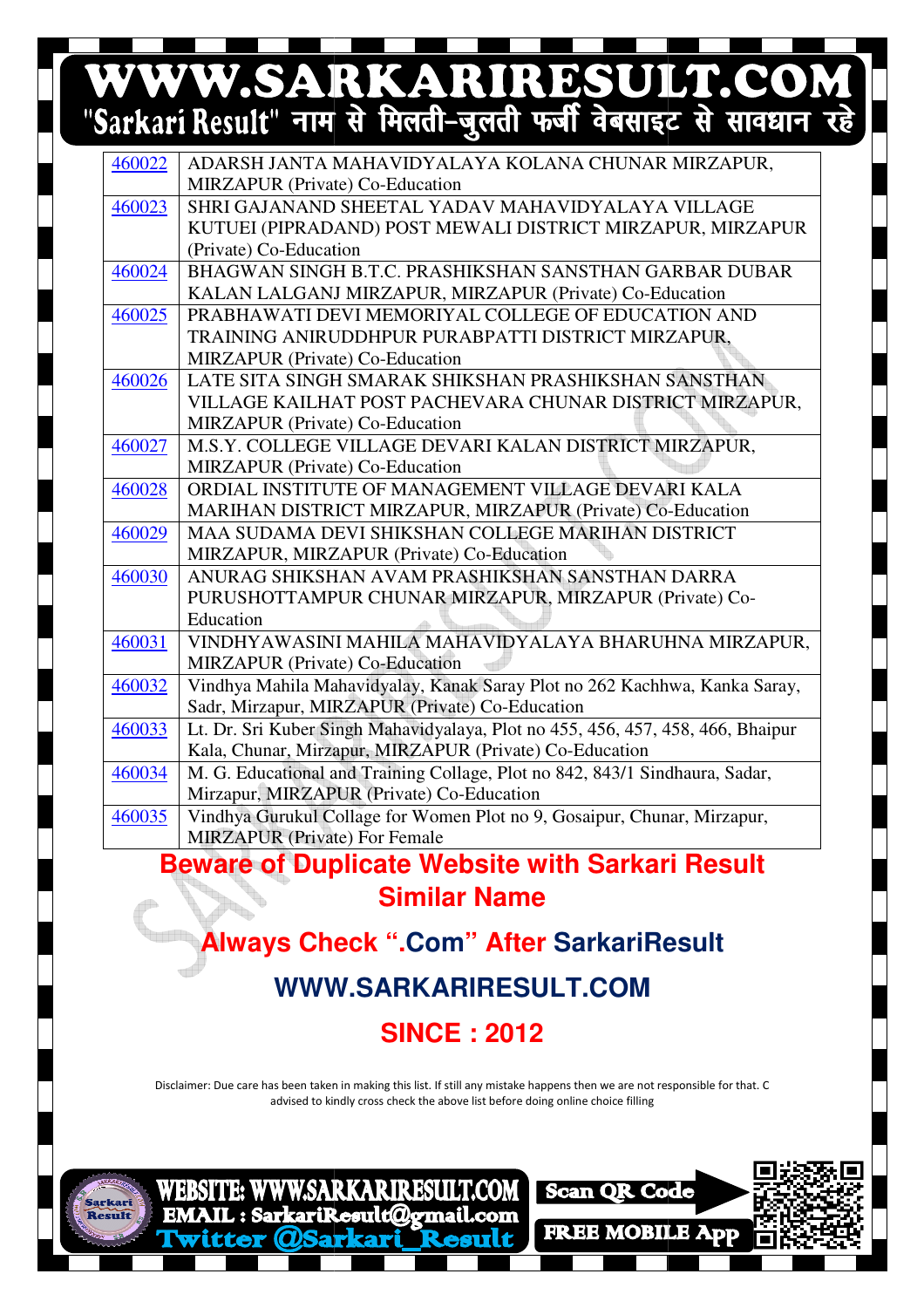| | |
|---|---|
| 460022 | ADARSH JANTA MAHAVIDYALAYA KOLANA CHUNAR MIRZAPUR, MIRZAPUR (Private) Co-Education |
| 460023 | SHRI GAJANAND SHEETAL YADAV MAHAVIDYALAYA VILLAGE KUTUEI (PIPRADAND) POST MEWALI DISTRICT MIRZAPUR, MIRZAPUR (Private) Co-Education |
| 460024 | BHAGWAN SINGH B.T.C. PRASHIKSHAN SANSTHAN GARBAR DUBAR KALAN LALGANJ MIRZAPUR, MIRZAPUR (Private) Co-Education |
| 460025 | PRABHAWATI DEVI MEMORIYAL COLLEGE OF EDUCATION AND TRAINING ANIRUDDHPUR PURABPATTI DISTRICT MIRZAPUR, MIRZAPUR (Private) Co-Education |
| 460026 | LATE SITA SINGH SMARAK SHIKSHAN PRASHIKSHAN SANSTHAN VILLAGE KAILHAT POST PACHEVARA CHUNAR DISTRICT MIRZAPUR, MIRZAPUR (Private) Co-Education |
| 460027 | M.S.Y. COLLEGE VILLAGE DEVARI KALAN DISTRICT MIRZAPUR, MIRZAPUR (Private) Co-Education |
| 460028 | ORDIAL INSTITUTE OF MANAGEMENT VILLAGE DEVARI KALA MARIHAN DISTRICT MIRZAPUR, MIRZAPUR (Private) Co-Education |
| 460029 | MAA SUDAMA DEVI SHIKSHAN COLLEGE MARIHAN DISTRICT MIRZAPUR, MIRZAPUR (Private) Co-Education |
| 460030 | ANURAG SHIKSHAN AVAM PRASHIKSHAN SANSTHAN DARRA PURUSHOTTAMPUR CHUNAR MIRZAPUR, MIRZAPUR (Private) Co-Education |
| 460031 | VINDHYAWASINI MAHILA MAHAVIDYALAYA BHARUHNA MIRZAPUR, MIRZAPUR (Private) Co-Education |
| 460032 | Vindhya Mahila Mahavidyalay, Kanak Saray Plot no 262 Kachhwa, Kanka Saray, Sadr, Mirzapur, MIRZAPUR (Private) Co-Education |
| 460033 | Lt. Dr. Sri Kuber Singh Mahavidyalaya, Plot no 455, 456, 457, 458, 466, Bhaipur Kala, Chunar, Mirzapur, MIRZAPUR (Private) Co-Education |
| 460034 | M. G. Educational and Training Collage, Plot no 842, 843/1 Sindhaura, Sadar, Mirzapur, MIRZAPUR (Private) Co-Education |
| 460035 | Vindhya Gurukul Collage for Women Plot no 9, Gosaipur, Chunar, Mirzapur, MIRZAPUR (Private) For Female |

**Beware of Duplicate Website with Sarkari Result Similar Name**

**Always Check ".Com" After SarkariResult**

**WWW.SARKARIRESULT.COM**

**SINCE : 2012**

Disclaimer: Due care has been taken in making this list. If still any mistake happens then we are not responsible for that. C advised to kindly cross check the above list before doing online choice filling